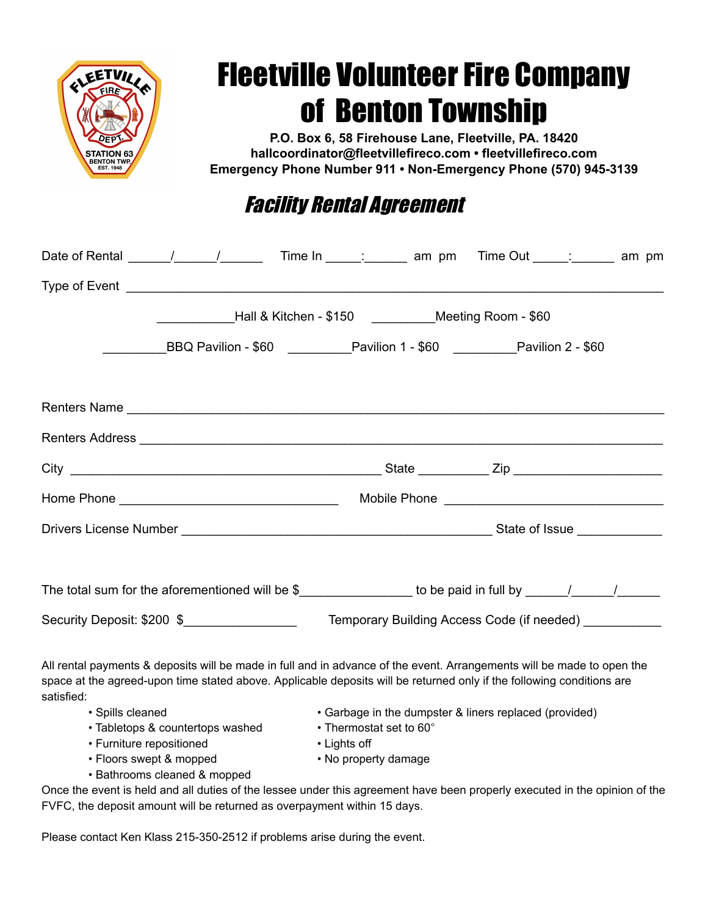# Fleetville Volunteer Fire Company of Benton Township

**P.O. Box 6, 58 Firehouse Lane, Fleetville, PA. 18420**
**hallcoordinator@fleetvillefireco.com • fleetvillefireco.com**
**Emergency Phone Number 911 • Non-Emergency Phone (570) 945-3139**

## *Facility Rental Agreement*

Date of Rental ______/______/______ Time In _____:______ am pm Time Out _____:______ am pm

Type of Event ____________________________________________________________________________

___________Hall & Kitchen - $150 _________Meeting Room - $60

_________BBQ Pavilion - $60 _________Pavilion 1 - $60 _________Pavilion 2 - $60

Renters Name ____________________________________________________________________________

Renters Address __________________________________________________________________________

City _____________________________________________ State __________ Zip _____________________

Home Phone _______________________________ Mobile Phone _______________________________

Drivers License Number ____________________________________________ State of Issue ____________

The total sum for the aforementioned will be $________________ to be paid in full by ______/______/______

Security Deposit: $200 $________________ Temporary Building Access Code (if needed) ___________

All rental payments & deposits will be made in full and in advance of the event. Arrangements will be made to open the space at the agreed-upon time stated above. Applicable deposits will be returned only if the following conditions are satisfied:

- Spills cleaned
- Tabletops & countertops washed
- Furniture repositioned
- Floors swept & mopped
- Bathrooms cleaned & mopped
- Garbage in the dumpster & liners replaced (provided)
- Thermostat set to 60°
- Lights off
- No property damage

Once the event is held and all duties of the lessee under this agreement have been properly executed in the opinion of the FVFC, the deposit amount will be returned as overpayment within 15 days.

Please contact Ken Klass 215-350-2512 if problems arise during the event.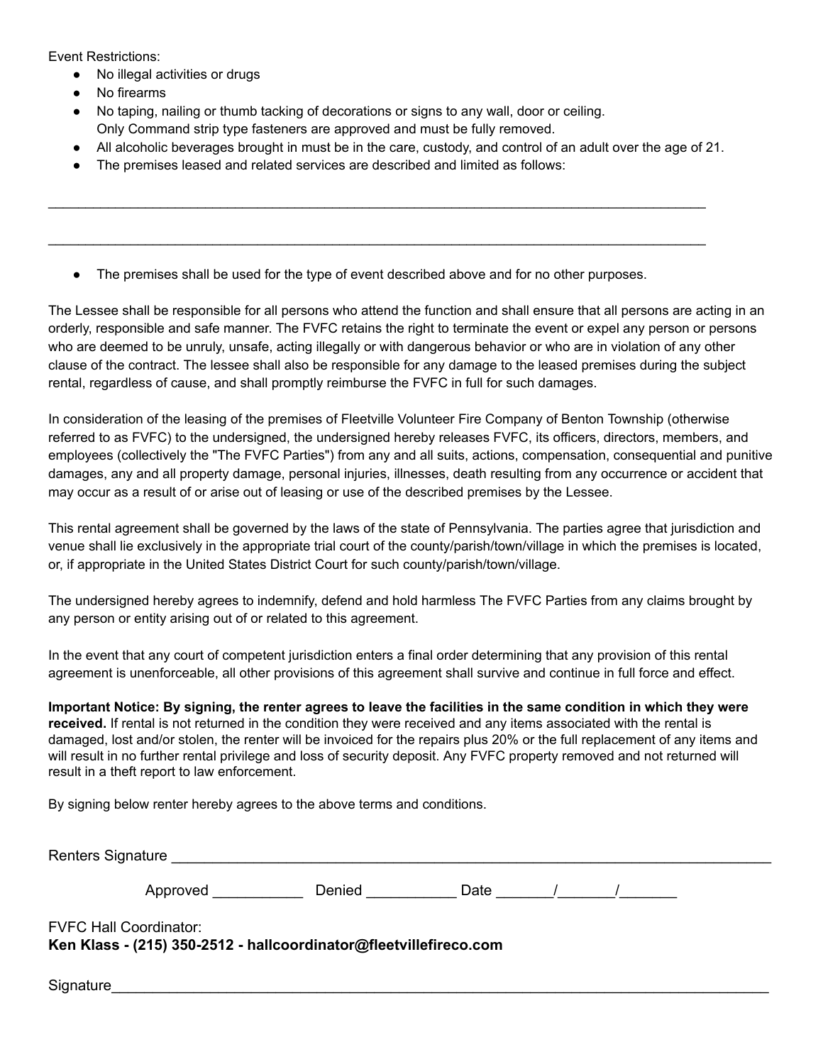Event Restrictions:

- No illegal activities or drugs
- No firearms
- No taping, nailing or thumb tacking of decorations or signs to any wall, door or ceiling. Only Command strip type fasteners are approved and must be fully removed.
- All alcoholic beverages brought in must be in the care, custody, and control of an adult over the age of 21.
- The premises leased and related services are described and limited as follows:

______________________________________________________________________________________

______________________________________________________________________________________

- The premises shall be used for the type of event described above and for no other purposes.

The Lessee shall be responsible for all persons who attend the function and shall ensure that all persons are acting in an orderly, responsible and safe manner. The FVFC retains the right to terminate the event or expel any person or persons who are deemed to be unruly, unsafe, acting illegally or with dangerous behavior or who are in violation of any other clause of the contract. The lessee shall also be responsible for any damage to the leased premises during the subject rental, regardless of cause, and shall promptly reimburse the FVFC in full for such damages.

In consideration of the leasing of the premises of Fleetville Volunteer Fire Company of Benton Township (otherwise referred to as FVFC) to the undersigned, the undersigned hereby releases FVFC, its officers, directors, members, and employees (collectively the "The FVFC Parties") from any and all suits, actions, compensation, consequential and punitive damages, any and all property damage, personal injuries, illnesses, death resulting from any occurrence or accident that may occur as a result of or arise out of leasing or use of the described premises by the Lessee.

This rental agreement shall be governed by the laws of the state of Pennsylvania. The parties agree that jurisdiction and venue shall lie exclusively in the appropriate trial court of the county/parish/town/village in which the premises is located, or, if appropriate in the United States District Court for such county/parish/town/village.

The undersigned hereby agrees to indemnify, defend and hold harmless The FVFC Parties from any claims brought by any person or entity arising out of or related to this agreement.

In the event that any court of competent jurisdiction enters a final order determining that any provision of this rental agreement is unenforceable, all other provisions of this agreement shall survive and continue in full force and effect.

**Important Notice: By signing, the renter agrees to leave the facilities in the same condition in which they were received.** If rental is not returned in the condition they were received and any items associated with the rental is damaged, lost and/or stolen, the renter will be invoiced for the repairs plus 20% or the full replacement of any items and will result in no further rental privilege and loss of security deposit. Any FVFC property removed and not returned will result in a theft report to law enforcement.

By signing below renter hereby agrees to the above terms and conditions.

Renters Signature ______________________________________________________________

Approved ___________ Denied ___________ Date _______/_______/_______

FVFC Hall Coordinator:
**Ken Klass - (215) 350-2512 - hallcoordinator@fleetvillefireco.com**

Signature______________________________________________________________________